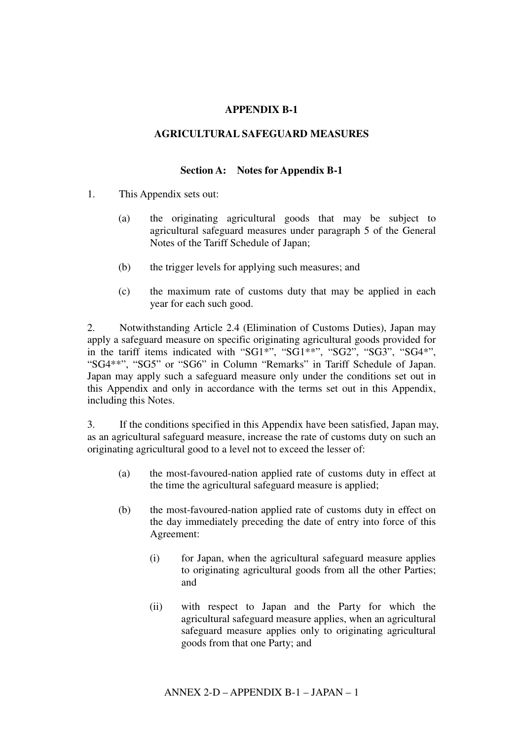# APPENDIX B-1

## AGRICULTURAL SAFEGUARD MEASURES

### Section A: Notes for Appendix B-1

1. This Appendix sets out:

   (a) the originating agricultural goods that may be subject to agricultural safeguard measures under paragraph 5 of the General Notes of the Tariff Schedule of Japan;

   (b) the trigger levels for applying such measures; and

   (c) the maximum rate of customs duty that may be applied in each year for each such good.

2. Notwithstanding Article 2.4 (Elimination of Customs Duties), Japan may apply a safeguard measure on specific originating agricultural goods provided for in the tariff items indicated with "SG1*", "SG1**", "SG2", "SG3", "SG4*", "SG4**", "SG5" or "SG6" in Column "Remarks" in Tariff Schedule of Japan. Japan may apply such a safeguard measure only under the conditions set out in this Appendix and only in accordance with the terms set out in this Appendix, including this Notes.

3. If the conditions specified in this Appendix have been satisfied, Japan may, as an agricultural safeguard measure, increase the rate of customs duty on such an originating agricultural good to a level not to exceed the lesser of:

   (a) the most-favoured-nation applied rate of customs duty in effect at the time the agricultural safeguard measure is applied;

   (b) the most-favoured-nation applied rate of customs duty in effect on the day immediately preceding the date of entry into force of this Agreement:

      (i) for Japan, when the agricultural safeguard measure applies to originating agricultural goods from all the other Parties; and

      (ii) with respect to Japan and the Party for which the agricultural safeguard measure applies, when an agricultural safeguard measure applies only to originating agricultural goods from that one Party; and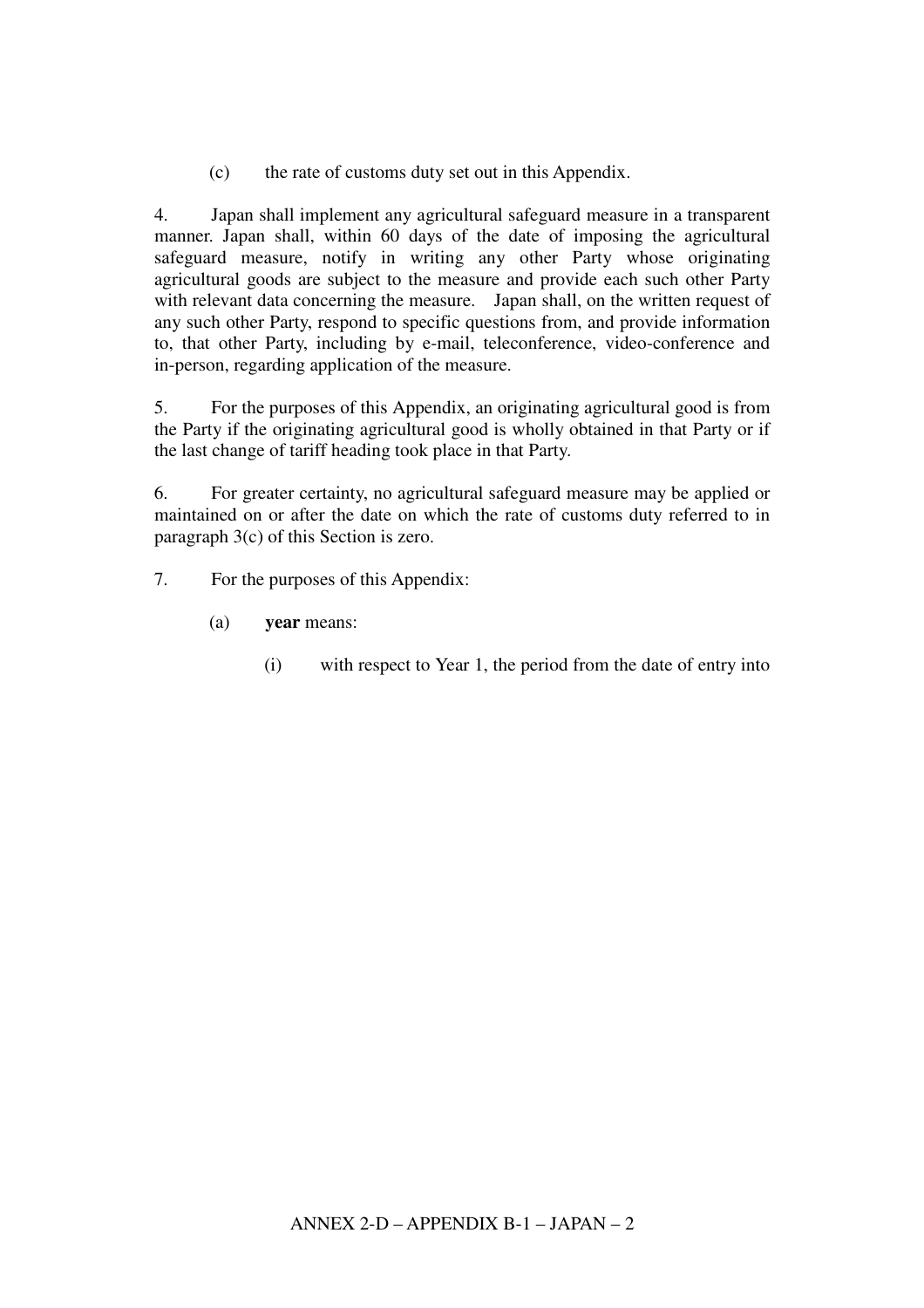(c) the rate of customs duty set out in this Appendix.

4. Japan shall implement any agricultural safeguard measure in a transparent manner. Japan shall, within 60 days of the date of imposing the agricultural safeguard measure, notify in writing any other Party whose originating agricultural goods are subject to the measure and provide each such other Party with relevant data concerning the measure. Japan shall, on the written request of any such other Party, respond to specific questions from, and provide information to, that other Party, including by e-mail, teleconference, video-conference and in-person, regarding application of the measure.

5. For the purposes of this Appendix, an originating agricultural good is from the Party if the originating agricultural good is wholly obtained in that Party or if the last change of tariff heading took place in that Party.

6. For greater certainty, no agricultural safeguard measure may be applied or maintained on or after the date on which the rate of customs duty referred to in paragraph 3(c) of this Section is zero.

7. For the purposes of this Appendix:

(a) **year** means:

(i) with respect to Year 1, the period from the date of entry into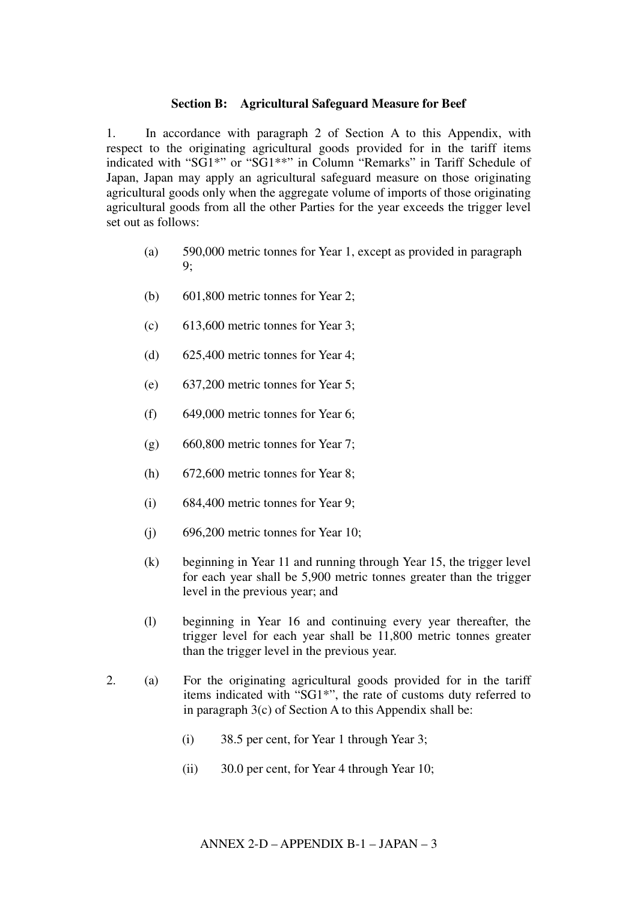### Section B: Agricultural Safeguard Measure for Beef

1. In accordance with paragraph 2 of Section A to this Appendix, with respect to the originating agricultural goods provided for in the tariff items indicated with "SG1*" or "SG1**" in Column "Remarks" in Tariff Schedule of Japan, Japan may apply an agricultural safeguard measure on those originating agricultural goods only when the aggregate volume of imports of those originating agricultural goods from all the other Parties for the year exceeds the trigger level set out as follows:

   (a) 590,000 metric tonnes for Year 1, except as provided in paragraph 9;

   (b) 601,800 metric tonnes for Year 2;

   (c) 613,600 metric tonnes for Year 3;

   (d) 625,400 metric tonnes for Year 4;

   (e) 637,200 metric tonnes for Year 5;

   (f) 649,000 metric tonnes for Year 6;

   (g) 660,800 metric tonnes for Year 7;

   (h) 672,600 metric tonnes for Year 8;

   (i) 684,400 metric tonnes for Year 9;

   (j) 696,200 metric tonnes for Year 10;

   (k) beginning in Year 11 and running through Year 15, the trigger level for each year shall be 5,900 metric tonnes greater than the trigger level in the previous year; and

   (l) beginning in Year 16 and continuing every year thereafter, the trigger level for each year shall be 11,800 metric tonnes greater than the trigger level in the previous year.

2. (a) For the originating agricultural goods provided for in the tariff items indicated with "SG1*", the rate of customs duty referred to in paragraph 3(c) of Section A to this Appendix shall be:

      (i) 38.5 per cent, for Year 1 through Year 3;

      (ii) 30.0 per cent, for Year 4 through Year 10;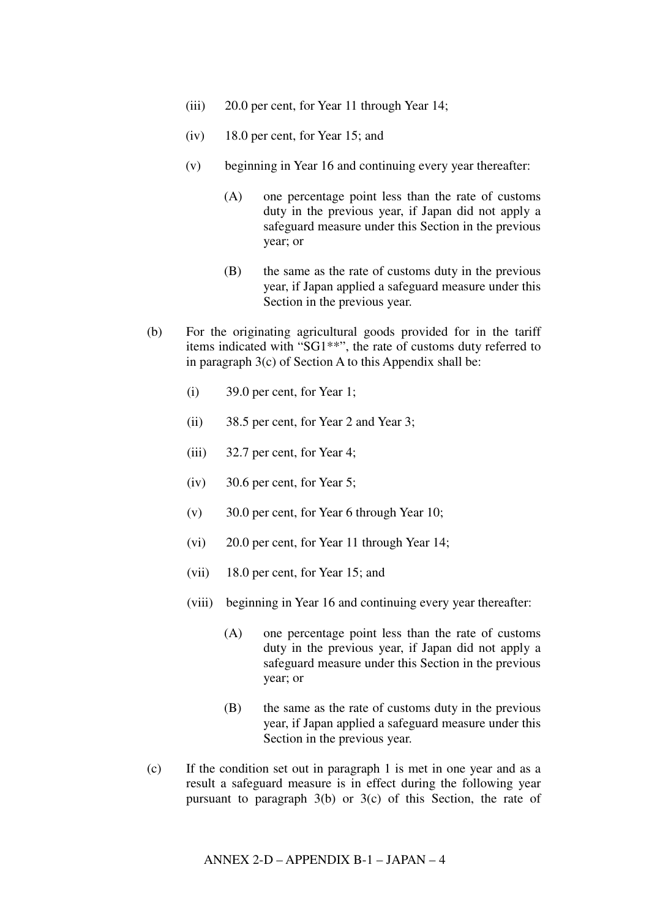(iii) 20.0 per cent, for Year 11 through Year 14;

(iv) 18.0 per cent, for Year 15; and

(v) beginning in Year 16 and continuing every year thereafter:

(A) one percentage point less than the rate of customs duty in the previous year, if Japan did not apply a safeguard measure under this Section in the previous year; or

(B) the same as the rate of customs duty in the previous year, if Japan applied a safeguard measure under this Section in the previous year.

(b) For the originating agricultural goods provided for in the tariff items indicated with "SG1**", the rate of customs duty referred to in paragraph 3(c) of Section A to this Appendix shall be:

(i) 39.0 per cent, for Year 1;

(ii) 38.5 per cent, for Year 2 and Year 3;

(iii) 32.7 per cent, for Year 4;

(iv) 30.6 per cent, for Year 5;

(v) 30.0 per cent, for Year 6 through Year 10;

(vi) 20.0 per cent, for Year 11 through Year 14;

(vii) 18.0 per cent, for Year 15; and

(viii) beginning in Year 16 and continuing every year thereafter:

(A) one percentage point less than the rate of customs duty in the previous year, if Japan did not apply a safeguard measure under this Section in the previous year; or

(B) the same as the rate of customs duty in the previous year, if Japan applied a safeguard measure under this Section in the previous year.

(c) If the condition set out in paragraph 1 is met in one year and as a result a safeguard measure is in effect during the following year pursuant to paragraph 3(b) or 3(c) of this Section, the rate of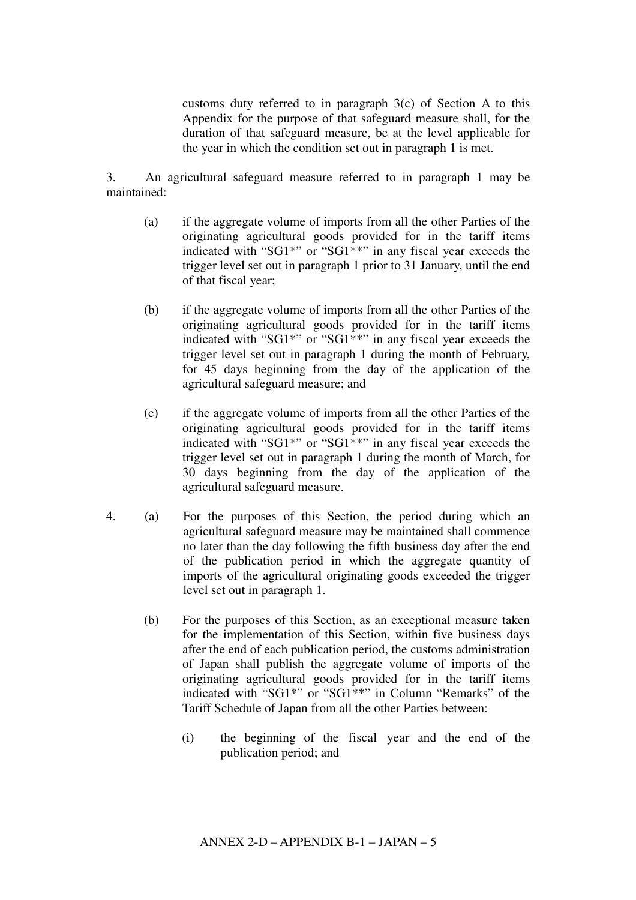customs duty referred to in paragraph 3(c) of Section A to this Appendix for the purpose of that safeguard measure shall, for the duration of that safeguard measure, be at the level applicable for the year in which the condition set out in paragraph 1 is met.

3. An agricultural safeguard measure referred to in paragraph 1 may be maintained:

(a) if the aggregate volume of imports from all the other Parties of the originating agricultural goods provided for in the tariff items indicated with "SG1*" or "SG1**" in any fiscal year exceeds the trigger level set out in paragraph 1 prior to 31 January, until the end of that fiscal year;

(b) if the aggregate volume of imports from all the other Parties of the originating agricultural goods provided for in the tariff items indicated with "SG1*" or "SG1**" in any fiscal year exceeds the trigger level set out in paragraph 1 during the month of February, for 45 days beginning from the day of the application of the agricultural safeguard measure; and

(c) if the aggregate volume of imports from all the other Parties of the originating agricultural goods provided for in the tariff items indicated with "SG1*" or "SG1**" in any fiscal year exceeds the trigger level set out in paragraph 1 during the month of March, for 30 days beginning from the day of the application of the agricultural safeguard measure.

4. (a) For the purposes of this Section, the period during which an agricultural safeguard measure may be maintained shall commence no later than the day following the fifth business day after the end of the publication period in which the aggregate quantity of imports of the agricultural originating goods exceeded the trigger level set out in paragraph 1.

(b) For the purposes of this Section, as an exceptional measure taken for the implementation of this Section, within five business days after the end of each publication period, the customs administration of Japan shall publish the aggregate volume of imports of the originating agricultural goods provided for in the tariff items indicated with "SG1*" or "SG1**" in Column "Remarks" of the Tariff Schedule of Japan from all the other Parties between:

(i) the beginning of the fiscal year and the end of the publication period; and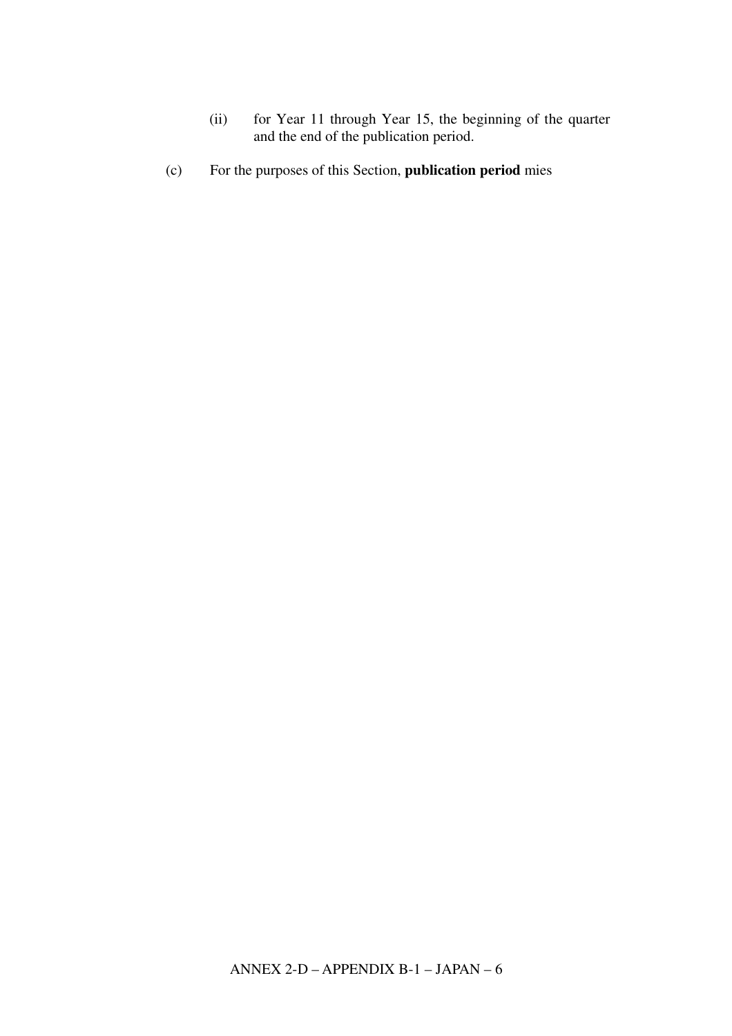(ii) for Year 11 through Year 15, the beginning of the quarter and the end of the publication period.

(c) For the purposes of this Section, **publication period** mies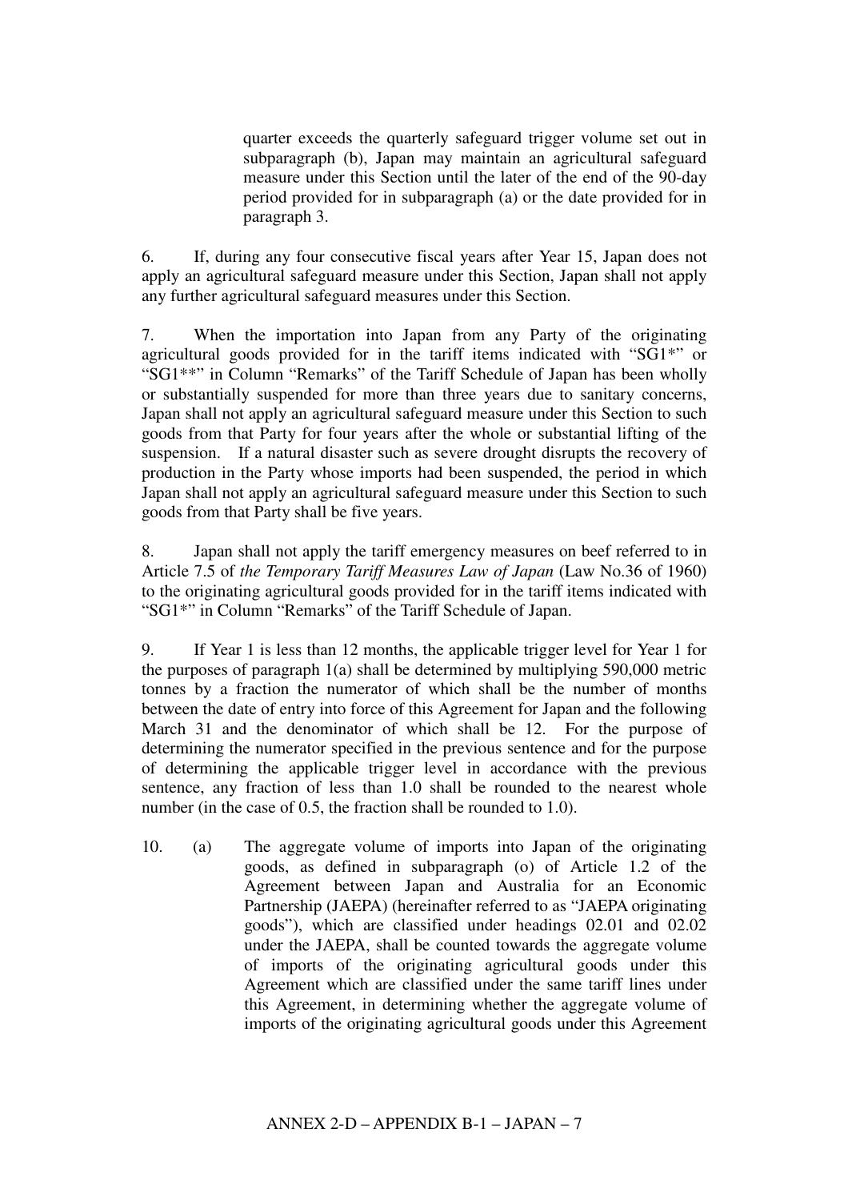quarter exceeds the quarterly safeguard trigger volume set out in subparagraph (b), Japan may maintain an agricultural safeguard measure under this Section until the later of the end of the 90-day period provided for in subparagraph (a) or the date provided for in paragraph 3.

6. If, during any four consecutive fiscal years after Year 15, Japan does not apply an agricultural safeguard measure under this Section, Japan shall not apply any further agricultural safeguard measures under this Section.

7. When the importation into Japan from any Party of the originating agricultural goods provided for in the tariff items indicated with "SG1*" or "SG1**" in Column "Remarks" of the Tariff Schedule of Japan has been wholly or substantially suspended for more than three years due to sanitary concerns, Japan shall not apply an agricultural safeguard measure under this Section to such goods from that Party for four years after the whole or substantial lifting of the suspension. If a natural disaster such as severe drought disrupts the recovery of production in the Party whose imports had been suspended, the period in which Japan shall not apply an agricultural safeguard measure under this Section to such goods from that Party shall be five years.

8. Japan shall not apply the tariff emergency measures on beef referred to in Article 7.5 of *the Temporary Tariff Measures Law of Japan* (Law No.36 of 1960) to the originating agricultural goods provided for in the tariff items indicated with "SG1*" in Column "Remarks" of the Tariff Schedule of Japan.

9. If Year 1 is less than 12 months, the applicable trigger level for Year 1 for the purposes of paragraph 1(a) shall be determined by multiplying 590,000 metric tonnes by a fraction the numerator of which shall be the number of months between the date of entry into force of this Agreement for Japan and the following March 31 and the denominator of which shall be 12. For the purpose of determining the numerator specified in the previous sentence and for the purpose of determining the applicable trigger level in accordance with the previous sentence, any fraction of less than 1.0 shall be rounded to the nearest whole number (in the case of 0.5, the fraction shall be rounded to 1.0).

10. (a) The aggregate volume of imports into Japan of the originating goods, as defined in subparagraph (o) of Article 1.2 of the Agreement between Japan and Australia for an Economic Partnership (JAEPA) (hereinafter referred to as "JAEPA originating goods"), which are classified under headings 02.01 and 02.02 under the JAEPA, shall be counted towards the aggregate volume of imports of the originating agricultural goods under this Agreement which are classified under the same tariff lines under this Agreement, in determining whether the aggregate volume of imports of the originating agricultural goods under this Agreement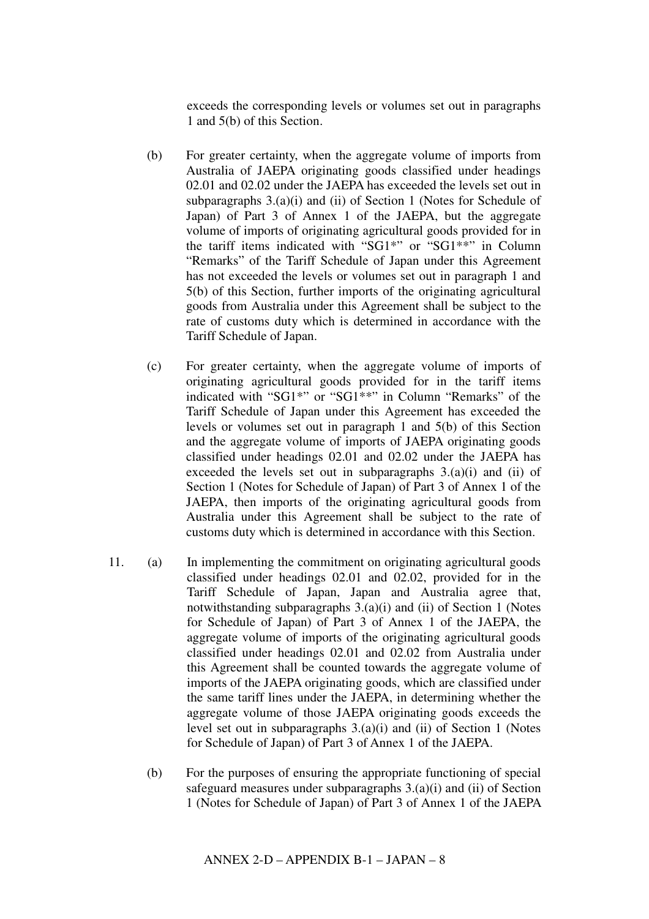exceeds the corresponding levels or volumes set out in paragraphs 1 and 5(b) of this Section.

(b) For greater certainty, when the aggregate volume of imports from Australia of JAEPA originating goods classified under headings 02.01 and 02.02 under the JAEPA has exceeded the levels set out in subparagraphs 3.(a)(i) and (ii) of Section 1 (Notes for Schedule of Japan) of Part 3 of Annex 1 of the JAEPA, but the aggregate volume of imports of originating agricultural goods provided for in the tariff items indicated with "SG1*" or "SG1**" in Column "Remarks" of the Tariff Schedule of Japan under this Agreement has not exceeded the levels or volumes set out in paragraph 1 and 5(b) of this Section, further imports of the originating agricultural goods from Australia under this Agreement shall be subject to the rate of customs duty which is determined in accordance with the Tariff Schedule of Japan.

(c) For greater certainty, when the aggregate volume of imports of originating agricultural goods provided for in the tariff items indicated with "SG1*" or "SG1**" in Column "Remarks" of the Tariff Schedule of Japan under this Agreement has exceeded the levels or volumes set out in paragraph 1 and 5(b) of this Section and the aggregate volume of imports of JAEPA originating goods classified under headings 02.01 and 02.02 under the JAEPA has exceeded the levels set out in subparagraphs 3.(a)(i) and (ii) of Section 1 (Notes for Schedule of Japan) of Part 3 of Annex 1 of the JAEPA, then imports of the originating agricultural goods from Australia under this Agreement shall be subject to the rate of customs duty which is determined in accordance with this Section.

11. (a) In implementing the commitment on originating agricultural goods classified under headings 02.01 and 02.02, provided for in the Tariff Schedule of Japan, Japan and Australia agree that, notwithstanding subparagraphs 3.(a)(i) and (ii) of Section 1 (Notes for Schedule of Japan) of Part 3 of Annex 1 of the JAEPA, the aggregate volume of imports of the originating agricultural goods classified under headings 02.01 and 02.02 from Australia under this Agreement shall be counted towards the aggregate volume of imports of the JAEPA originating goods, which are classified under the same tariff lines under the JAEPA, in determining whether the aggregate volume of those JAEPA originating goods exceeds the level set out in subparagraphs 3.(a)(i) and (ii) of Section 1 (Notes for Schedule of Japan) of Part 3 of Annex 1 of the JAEPA.

(b) For the purposes of ensuring the appropriate functioning of special safeguard measures under subparagraphs 3.(a)(i) and (ii) of Section 1 (Notes for Schedule of Japan) of Part 3 of Annex 1 of the JAEPA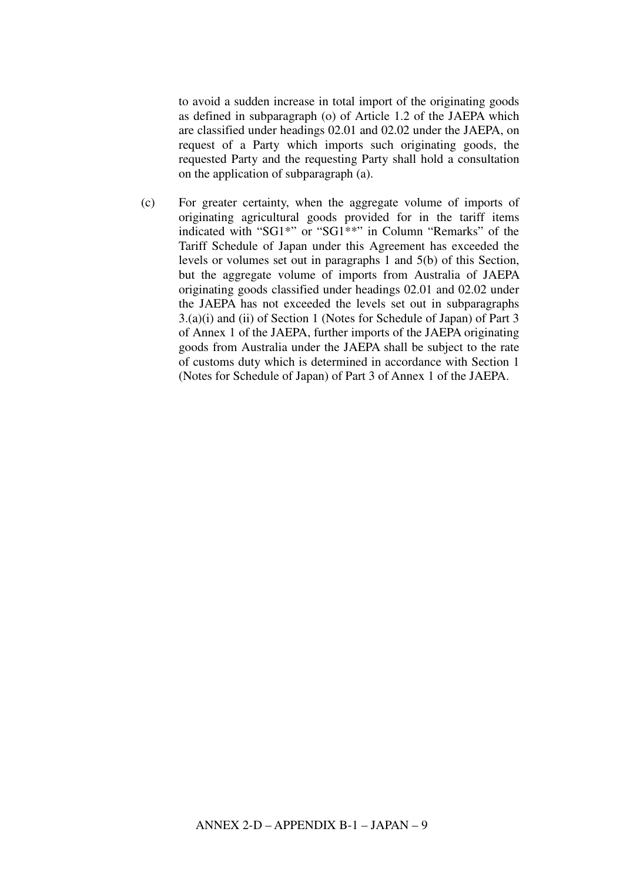to avoid a sudden increase in total import of the originating goods as defined in subparagraph (o) of Article 1.2 of the JAEPA which are classified under headings 02.01 and 02.02 under the JAEPA, on request of a Party which imports such originating goods, the requested Party and the requesting Party shall hold a consultation on the application of subparagraph (a).

(c) For greater certainty, when the aggregate volume of imports of originating agricultural goods provided for in the tariff items indicated with "SG1*" or "SG1**" in Column "Remarks" of the Tariff Schedule of Japan under this Agreement has exceeded the levels or volumes set out in paragraphs 1 and 5(b) of this Section, but the aggregate volume of imports from Australia of JAEPA originating goods classified under headings 02.01 and 02.02 under the JAEPA has not exceeded the levels set out in subparagraphs 3.(a)(i) and (ii) of Section 1 (Notes for Schedule of Japan) of Part 3 of Annex 1 of the JAEPA, further imports of the JAEPA originating goods from Australia under the JAEPA shall be subject to the rate of customs duty which is determined in accordance with Section 1 (Notes for Schedule of Japan) of Part 3 of Annex 1 of the JAEPA.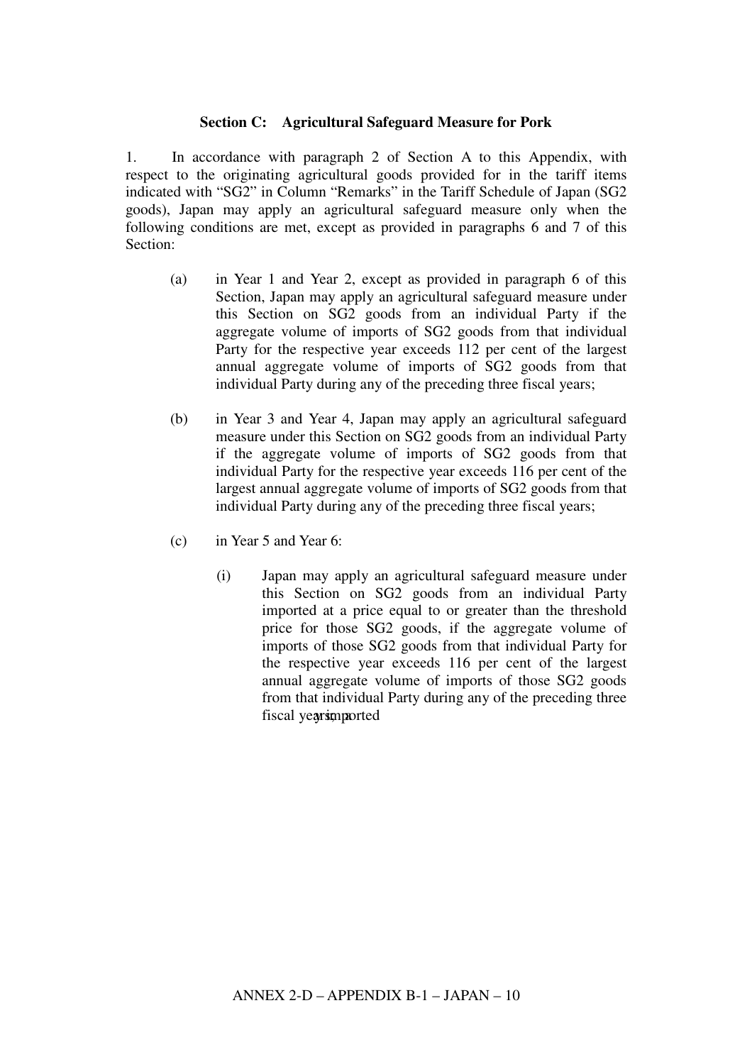### Section C: Agricultural Safeguard Measure for Pork

1. In accordance with paragraph 2 of Section A to this Appendix, with respect to the originating agricultural goods provided for in the tariff items indicated with "SG2" in Column "Remarks" in the Tariff Schedule of Japan (SG2 goods), Japan may apply an agricultural safeguard measure only when the following conditions are met, except as provided in paragraphs 6 and 7 of this Section:

   (a) in Year 1 and Year 2, except as provided in paragraph 6 of this Section, Japan may apply an agricultural safeguard measure under this Section on SG2 goods from an individual Party if the aggregate volume of imports of SG2 goods from that individual Party for the respective year exceeds 112 per cent of the largest annual aggregate volume of imports of SG2 goods from that individual Party during any of the preceding three fiscal years;

   (b) in Year 3 and Year 4, Japan may apply an agricultural safeguard measure under this Section on SG2 goods from an individual Party if the aggregate volume of imports of SG2 goods from that individual Party for the respective year exceeds 116 per cent of the largest annual aggregate volume of imports of SG2 goods from that individual Party during any of the preceding three fiscal years;

   (c) in Year 5 and Year 6:

      (i) Japan may apply an agricultural safeguard measure under this Section on SG2 goods from an individual Party imported at a price equal to or greater than the threshold price for those SG2 goods, if the aggregate volume of imports of those SG2 goods from that individual Party for the respective year exceeds 116 per cent of the largest annual aggregate volume of imports of those SG2 goods from that individual Party during any of the preceding three fiscal years, imported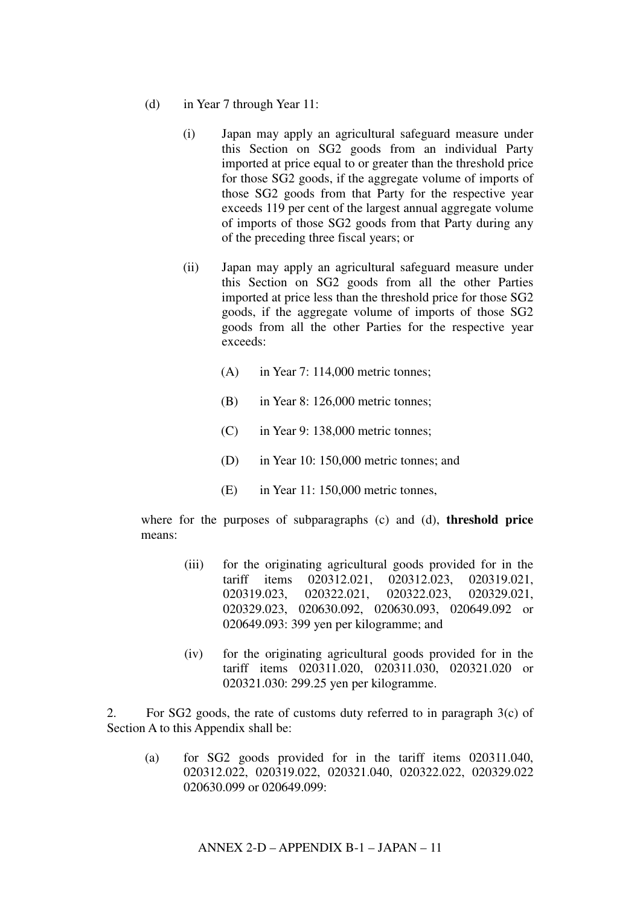(d) in Year 7 through Year 11:

   (i) Japan may apply an agricultural safeguard measure under this Section on SG2 goods from an individual Party imported at price equal to or greater than the threshold price for those SG2 goods, if the aggregate volume of imports of those SG2 goods from that Party for the respective year exceeds 119 per cent of the largest annual aggregate volume of imports of those SG2 goods from that Party during any of the preceding three fiscal years; or

   (ii) Japan may apply an agricultural safeguard measure under this Section on SG2 goods from all the other Parties imported at price less than the threshold price for those SG2 goods, if the aggregate volume of imports of those SG2 goods from all the other Parties for the respective year exceeds:

      (A) in Year 7: 114,000 metric tonnes;

      (B) in Year 8: 126,000 metric tonnes;

      (C) in Year 9: 138,000 metric tonnes;

      (D) in Year 10: 150,000 metric tonnes; and

      (E) in Year 11: 150,000 metric tonnes,

where for the purposes of subparagraphs (c) and (d), **threshold price** means:

   (iii) for the originating agricultural goods provided for in the tariff items 020312.021, 020312.023, 020319.021, 020319.023, 020322.021, 020322.023, 020329.021, 020329.023, 020630.092, 020630.093, 020649.092 or 020649.093: 399 yen per kilogramme; and

   (iv) for the originating agricultural goods provided for in the tariff items 020311.020, 020311.030, 020321.020 or 020321.030: 299.25 yen per kilogramme.

2. For SG2 goods, the rate of customs duty referred to in paragraph 3(c) of Section A to this Appendix shall be:

(a) for SG2 goods provided for in the tariff items 020311.040, 020312.022, 020319.022, 020321.040, 020322.022, 020329.022 020630.099 or 020649.099: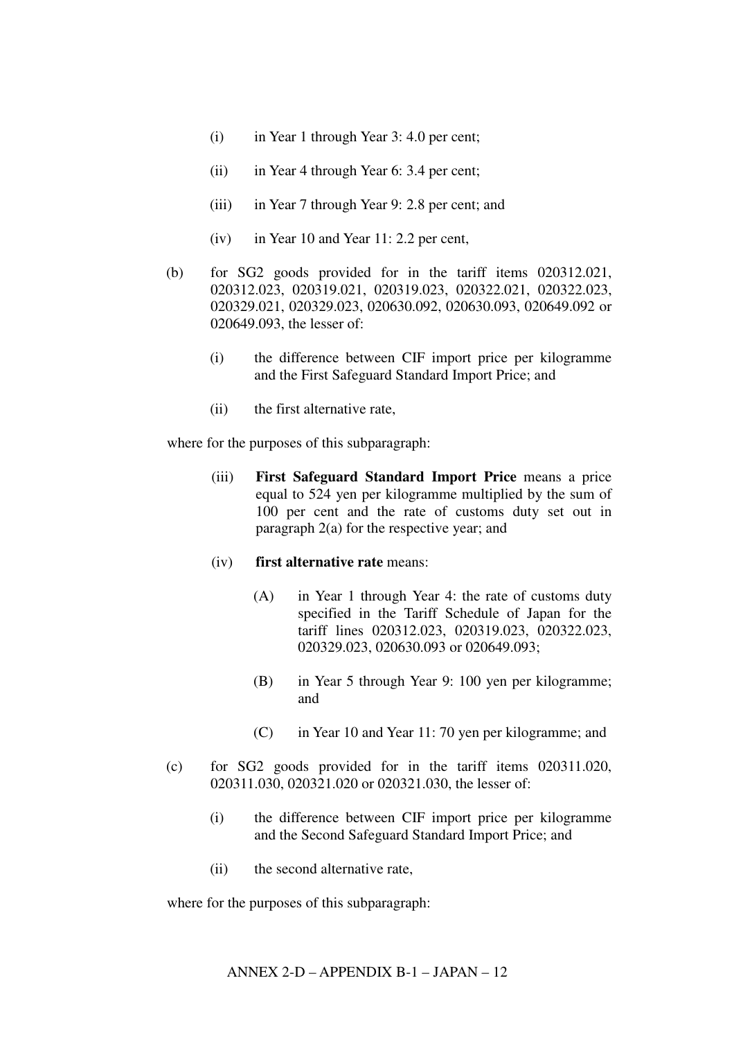(i) in Year 1 through Year 3: 4.0 per cent;

(ii) in Year 4 through Year 6: 3.4 per cent;

(iii) in Year 7 through Year 9: 2.8 per cent; and

(iv) in Year 10 and Year 11: 2.2 per cent,

(b) for SG2 goods provided for in the tariff items 020312.021, 020312.023, 020319.021, 020319.023, 020322.021, 020322.023, 020329.021, 020329.023, 020630.092, 020630.093, 020649.092 or 020649.093, the lesser of:

(i) the difference between CIF import price per kilogramme and the First Safeguard Standard Import Price; and

(ii) the first alternative rate,

where for the purposes of this subparagraph:

(iii) **First Safeguard Standard Import Price** means a price equal to 524 yen per kilogramme multiplied by the sum of 100 per cent and the rate of customs duty set out in paragraph 2(a) for the respective year; and

(iv) **first alternative rate** means:

(A) in Year 1 through Year 4: the rate of customs duty specified in the Tariff Schedule of Japan for the tariff lines 020312.023, 020319.023, 020322.023, 020329.023, 020630.093 or 020649.093;

(B) in Year 5 through Year 9: 100 yen per kilogramme; and

(C) in Year 10 and Year 11: 70 yen per kilogramme; and

(c) for SG2 goods provided for in the tariff items 020311.020, 020311.030, 020321.020 or 020321.030, the lesser of:

(i) the difference between CIF import price per kilogramme and the Second Safeguard Standard Import Price; and

(ii) the second alternative rate,

where for the purposes of this subparagraph: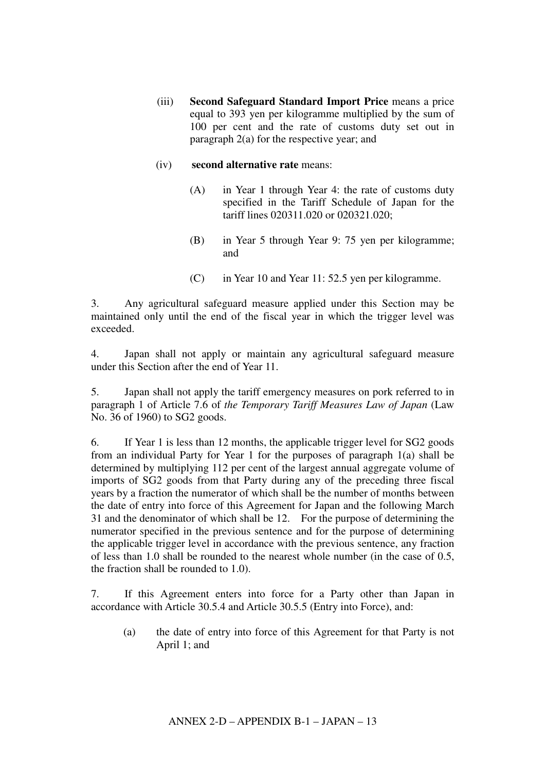(iii) **Second Safeguard Standard Import Price** means a price equal to 393 yen per kilogramme multiplied by the sum of 100 per cent and the rate of customs duty set out in paragraph 2(a) for the respective year; and

(iv) **second alternative rate** means:

(A) in Year 1 through Year 4: the rate of customs duty specified in the Tariff Schedule of Japan for the tariff lines 020311.020 or 020321.020;

(B) in Year 5 through Year 9: 75 yen per kilogramme; and

(C) in Year 10 and Year 11: 52.5 yen per kilogramme.

3. Any agricultural safeguard measure applied under this Section may be maintained only until the end of the fiscal year in which the trigger level was exceeded.

4. Japan shall not apply or maintain any agricultural safeguard measure under this Section after the end of Year 11.

5. Japan shall not apply the tariff emergency measures on pork referred to in paragraph 1 of Article 7.6 of *the Temporary Tariff Measures Law of Japan* (Law No. 36 of 1960) to SG2 goods.

6. If Year 1 is less than 12 months, the applicable trigger level for SG2 goods from an individual Party for Year 1 for the purposes of paragraph 1(a) shall be determined by multiplying 112 per cent of the largest annual aggregate volume of imports of SG2 goods from that Party during any of the preceding three fiscal years by a fraction the numerator of which shall be the number of months between the date of entry into force of this Agreement for Japan and the following March 31 and the denominator of which shall be 12. For the purpose of determining the numerator specified in the previous sentence and for the purpose of determining the applicable trigger level in accordance with the previous sentence, any fraction of less than 1.0 shall be rounded to the nearest whole number (in the case of 0.5, the fraction shall be rounded to 1.0).

7. If this Agreement enters into force for a Party other than Japan in accordance with Article 30.5.4 and Article 30.5.5 (Entry into Force), and:

(a) the date of entry into force of this Agreement for that Party is not April 1; and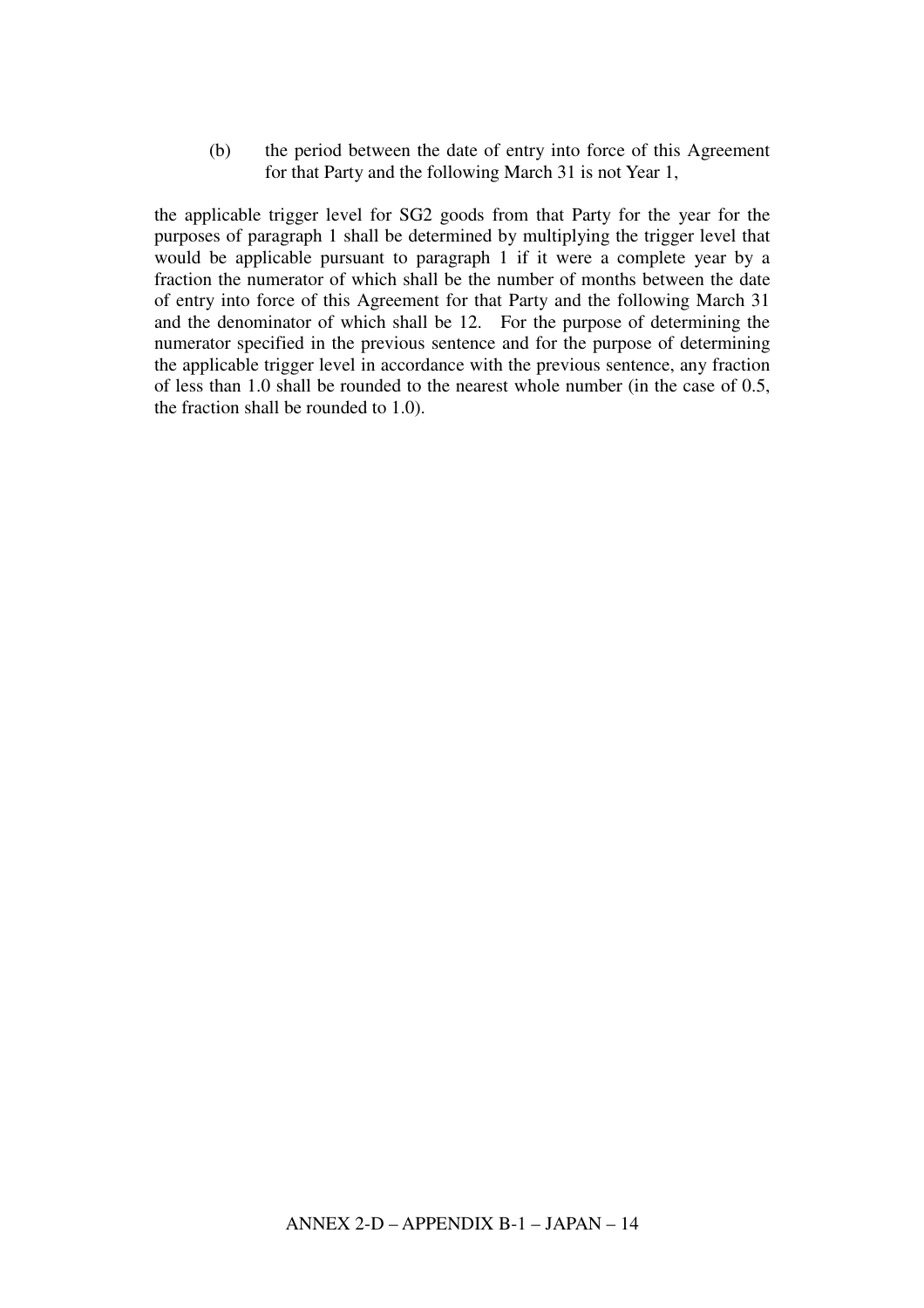(b) the period between the date of entry into force of this Agreement for that Party and the following March 31 is not Year 1,

the applicable trigger level for SG2 goods from that Party for the year for the purposes of paragraph 1 shall be determined by multiplying the trigger level that would be applicable pursuant to paragraph 1 if it were a complete year by a fraction the numerator of which shall be the number of months between the date of entry into force of this Agreement for that Party and the following March 31 and the denominator of which shall be 12. For the purpose of determining the numerator specified in the previous sentence and for the purpose of determining the applicable trigger level in accordance with the previous sentence, any fraction of less than 1.0 shall be rounded to the nearest whole number (in the case of 0.5, the fraction shall be rounded to 1.0).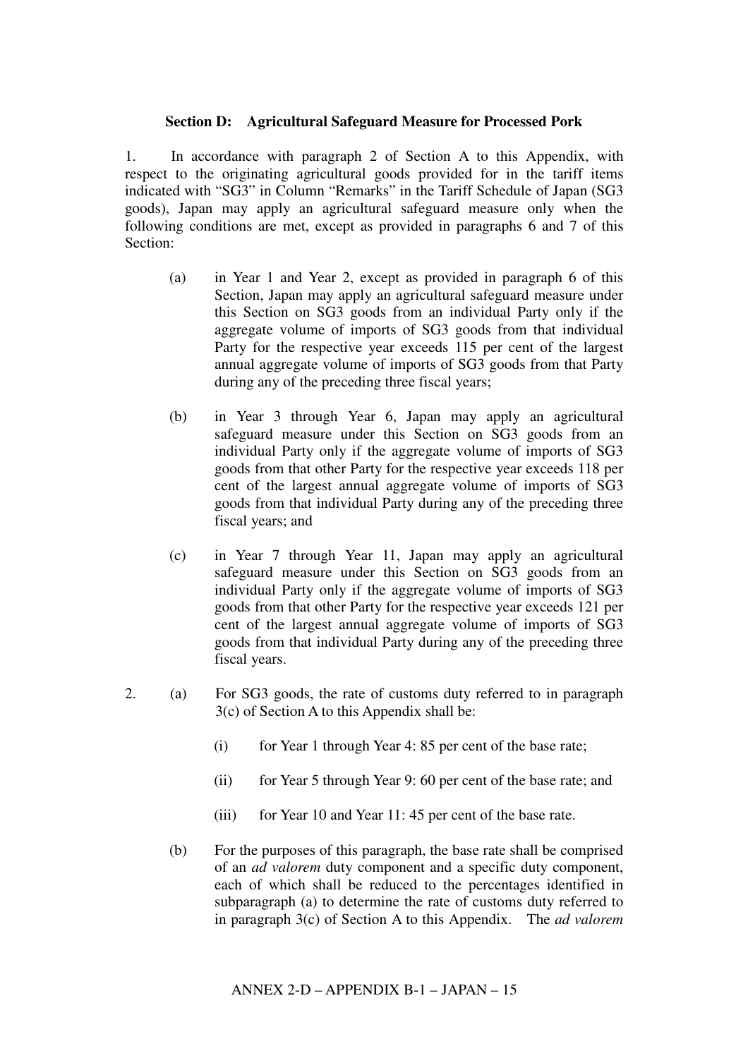### Section D: Agricultural Safeguard Measure for Processed Pork

1. In accordance with paragraph 2 of Section A to this Appendix, with respect to the originating agricultural goods provided for in the tariff items indicated with "SG3" in Column "Remarks" in the Tariff Schedule of Japan (SG3 goods), Japan may apply an agricultural safeguard measure only when the following conditions are met, except as provided in paragraphs 6 and 7 of this Section:

   (a) in Year 1 and Year 2, except as provided in paragraph 6 of this Section, Japan may apply an agricultural safeguard measure under this Section on SG3 goods from an individual Party only if the aggregate volume of imports of SG3 goods from that individual Party for the respective year exceeds 115 per cent of the largest annual aggregate volume of imports of SG3 goods from that Party during any of the preceding three fiscal years;

   (b) in Year 3 through Year 6, Japan may apply an agricultural safeguard measure under this Section on SG3 goods from an individual Party only if the aggregate volume of imports of SG3 goods from that other Party for the respective year exceeds 118 per cent of the largest annual aggregate volume of imports of SG3 goods from that individual Party during any of the preceding three fiscal years; and

   (c) in Year 7 through Year 11, Japan may apply an agricultural safeguard measure under this Section on SG3 goods from an individual Party only if the aggregate volume of imports of SG3 goods from that other Party for the respective year exceeds 121 per cent of the largest annual aggregate volume of imports of SG3 goods from that individual Party during any of the preceding three fiscal years.

2. (a) For SG3 goods, the rate of customs duty referred to in paragraph 3(c) of Section A to this Appendix shall be:

      (i) for Year 1 through Year 4: 85 per cent of the base rate;

      (ii) for Year 5 through Year 9: 60 per cent of the base rate; and

      (iii) for Year 10 and Year 11: 45 per cent of the base rate.

   (b) For the purposes of this paragraph, the base rate shall be comprised of an *ad valorem* duty component and a specific duty component, each of which shall be reduced to the percentages identified in subparagraph (a) to determine the rate of customs duty referred to in paragraph 3(c) of Section A to this Appendix. The *ad valorem*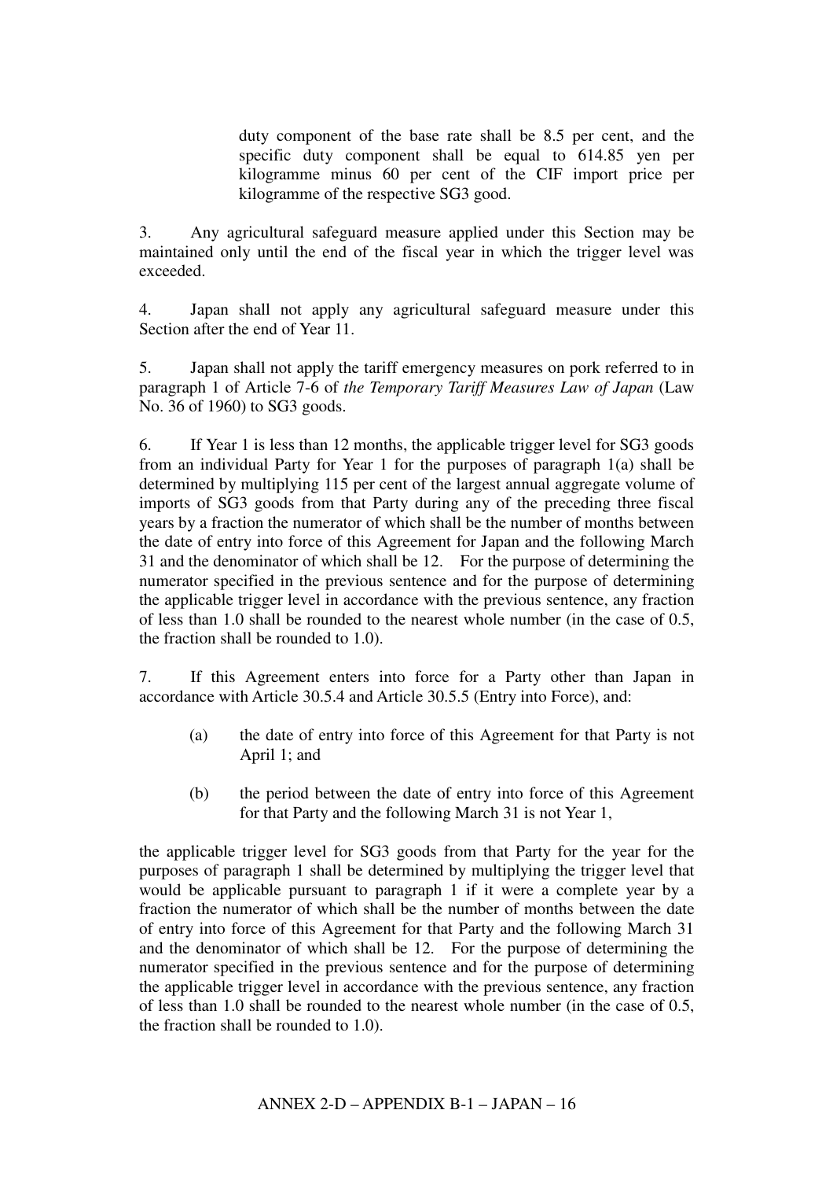duty component of the base rate shall be 8.5 per cent, and the specific duty component shall be equal to 614.85 yen per kilogramme minus 60 per cent of the CIF import price per kilogramme of the respective SG3 good.

3. Any agricultural safeguard measure applied under this Section may be maintained only until the end of the fiscal year in which the trigger level was exceeded.

4. Japan shall not apply any agricultural safeguard measure under this Section after the end of Year 11.

5. Japan shall not apply the tariff emergency measures on pork referred to in paragraph 1 of Article 7-6 of *the Temporary Tariff Measures Law of Japan* (Law No. 36 of 1960) to SG3 goods.

6. If Year 1 is less than 12 months, the applicable trigger level for SG3 goods from an individual Party for Year 1 for the purposes of paragraph 1(a) shall be determined by multiplying 115 per cent of the largest annual aggregate volume of imports of SG3 goods from that Party during any of the preceding three fiscal years by a fraction the numerator of which shall be the number of months between the date of entry into force of this Agreement for Japan and the following March 31 and the denominator of which shall be 12. For the purpose of determining the numerator specified in the previous sentence and for the purpose of determining the applicable trigger level in accordance with the previous sentence, any fraction of less than 1.0 shall be rounded to the nearest whole number (in the case of 0.5, the fraction shall be rounded to 1.0).

7. If this Agreement enters into force for a Party other than Japan in accordance with Article 30.5.4 and Article 30.5.5 (Entry into Force), and:

(a) the date of entry into force of this Agreement for that Party is not April 1; and

(b) the period between the date of entry into force of this Agreement for that Party and the following March 31 is not Year 1,

the applicable trigger level for SG3 goods from that Party for the year for the purposes of paragraph 1 shall be determined by multiplying the trigger level that would be applicable pursuant to paragraph 1 if it were a complete year by a fraction the numerator of which shall be the number of months between the date of entry into force of this Agreement for that Party and the following March 31 and the denominator of which shall be 12. For the purpose of determining the numerator specified in the previous sentence and for the purpose of determining the applicable trigger level in accordance with the previous sentence, any fraction of less than 1.0 shall be rounded to the nearest whole number (in the case of 0.5, the fraction shall be rounded to 1.0).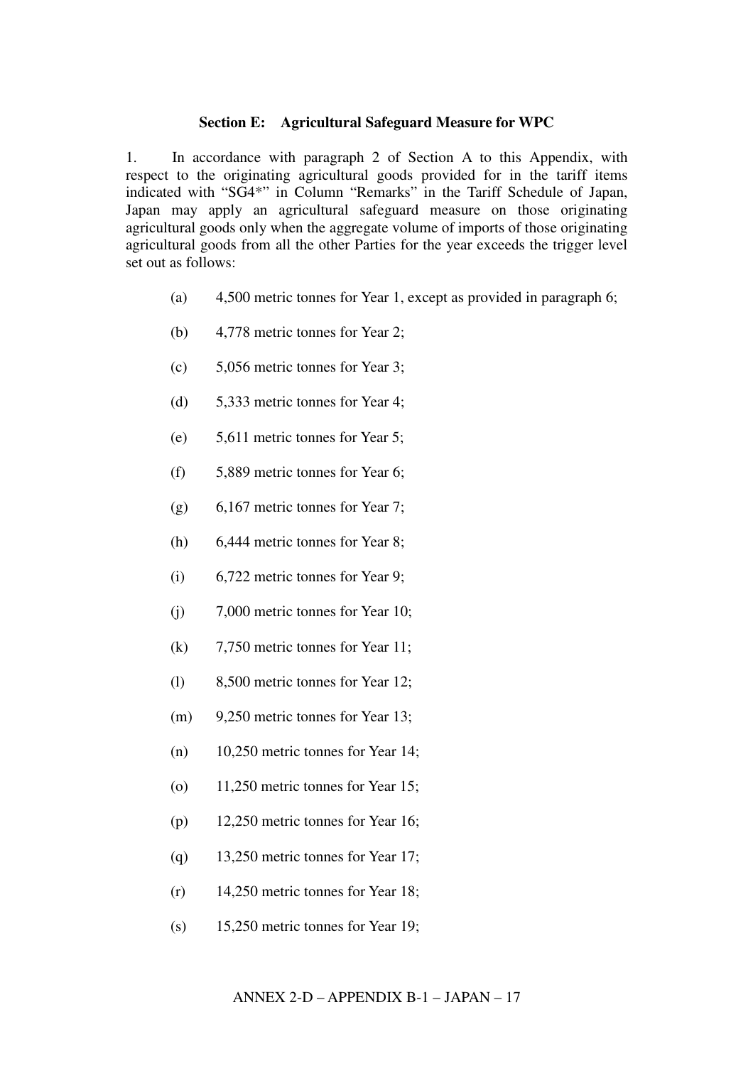**Section E: Agricultural Safeguard Measure for WPC**

1. In accordance with paragraph 2 of Section A to this Appendix, with respect to the originating agricultural goods provided for in the tariff items indicated with "SG4*" in Column "Remarks" in the Tariff Schedule of Japan, Japan may apply an agricultural safeguard measure on those originating agricultural goods only when the aggregate volume of imports of those originating agricultural goods from all the other Parties for the year exceeds the trigger level set out as follows:

(a) 4,500 metric tonnes for Year 1, except as provided in paragraph 6;

(b) 4,778 metric tonnes for Year 2;

(c) 5,056 metric tonnes for Year 3;

(d) 5,333 metric tonnes for Year 4;

(e) 5,611 metric tonnes for Year 5;

(f) 5,889 metric tonnes for Year 6;

(g) 6,167 metric tonnes for Year 7;

(h) 6,444 metric tonnes for Year 8;

(i) 6,722 metric tonnes for Year 9;

(j) 7,000 metric tonnes for Year 10;

(k) 7,750 metric tonnes for Year 11;

(l) 8,500 metric tonnes for Year 12;

(m) 9,250 metric tonnes for Year 13;

(n) 10,250 metric tonnes for Year 14;

(o) 11,250 metric tonnes for Year 15;

(p) 12,250 metric tonnes for Year 16;

(q) 13,250 metric tonnes for Year 17;

(r) 14,250 metric tonnes for Year 18;

(s) 15,250 metric tonnes for Year 19;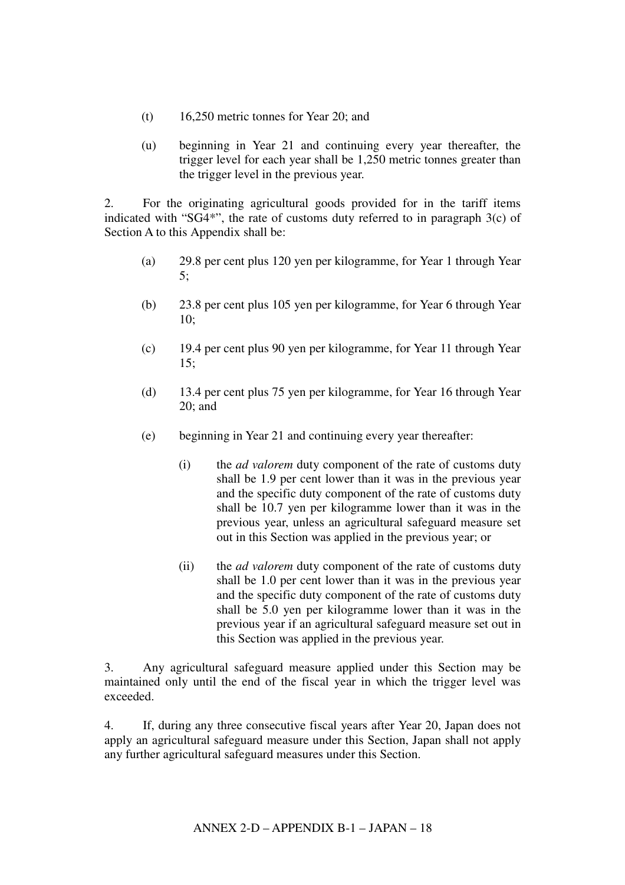(t) 16,250 metric tonnes for Year 20; and

(u) beginning in Year 21 and continuing every year thereafter, the trigger level for each year shall be 1,250 metric tonnes greater than the trigger level in the previous year.

2. For the originating agricultural goods provided for in the tariff items indicated with "SG4*", the rate of customs duty referred to in paragraph 3(c) of Section A to this Appendix shall be:

(a) 29.8 per cent plus 120 yen per kilogramme, for Year 1 through Year 5;

(b) 23.8 per cent plus 105 yen per kilogramme, for Year 6 through Year 10;

(c) 19.4 per cent plus 90 yen per kilogramme, for Year 11 through Year 15;

(d) 13.4 per cent plus 75 yen per kilogramme, for Year 16 through Year 20; and

(e) beginning in Year 21 and continuing every year thereafter:

(i) the *ad valorem* duty component of the rate of customs duty shall be 1.9 per cent lower than it was in the previous year and the specific duty component of the rate of customs duty shall be 10.7 yen per kilogramme lower than it was in the previous year, unless an agricultural safeguard measure set out in this Section was applied in the previous year; or

(ii) the *ad valorem* duty component of the rate of customs duty shall be 1.0 per cent lower than it was in the previous year and the specific duty component of the rate of customs duty shall be 5.0 yen per kilogramme lower than it was in the previous year if an agricultural safeguard measure set out in this Section was applied in the previous year.

3. Any agricultural safeguard measure applied under this Section may be maintained only until the end of the fiscal year in which the trigger level was exceeded.

4. If, during any three consecutive fiscal years after Year 20, Japan does not apply an agricultural safeguard measure under this Section, Japan shall not apply any further agricultural safeguard measures under this Section.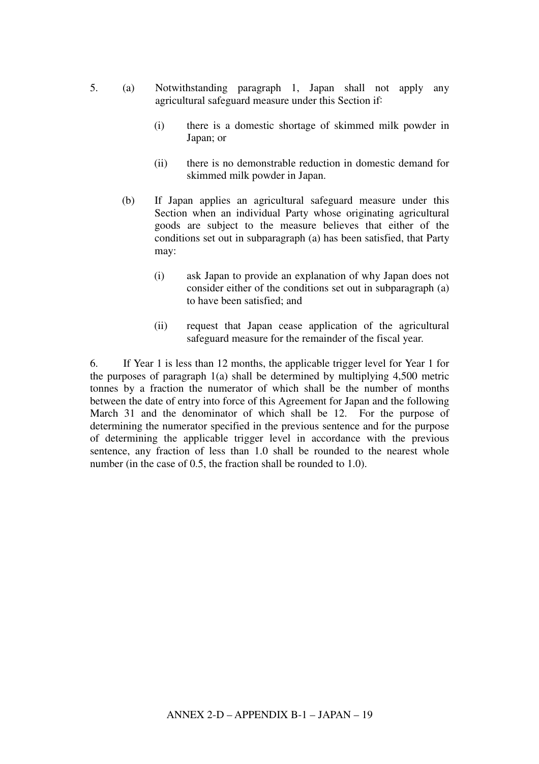5. (a) Notwithstanding paragraph 1, Japan shall not apply any agricultural safeguard measure under this Section if:

   (i) there is a domestic shortage of skimmed milk powder in Japan; or

   (ii) there is no demonstrable reduction in domestic demand for skimmed milk powder in Japan.

   (b) If Japan applies an agricultural safeguard measure under this Section when an individual Party whose originating agricultural goods are subject to the measure believes that either of the conditions set out in subparagraph (a) has been satisfied, that Party may:

   (i) ask Japan to provide an explanation of why Japan does not consider either of the conditions set out in subparagraph (a) to have been satisfied; and

   (ii) request that Japan cease application of the agricultural safeguard measure for the remainder of the fiscal year.

6. If Year 1 is less than 12 months, the applicable trigger level for Year 1 for the purposes of paragraph 1(a) shall be determined by multiplying 4,500 metric tonnes by a fraction the numerator of which shall be the number of months between the date of entry into force of this Agreement for Japan and the following March 31 and the denominator of which shall be 12. For the purpose of determining the numerator specified in the previous sentence and for the purpose of determining the applicable trigger level in accordance with the previous sentence, any fraction of less than 1.0 shall be rounded to the nearest whole number (in the case of 0.5, the fraction shall be rounded to 1.0).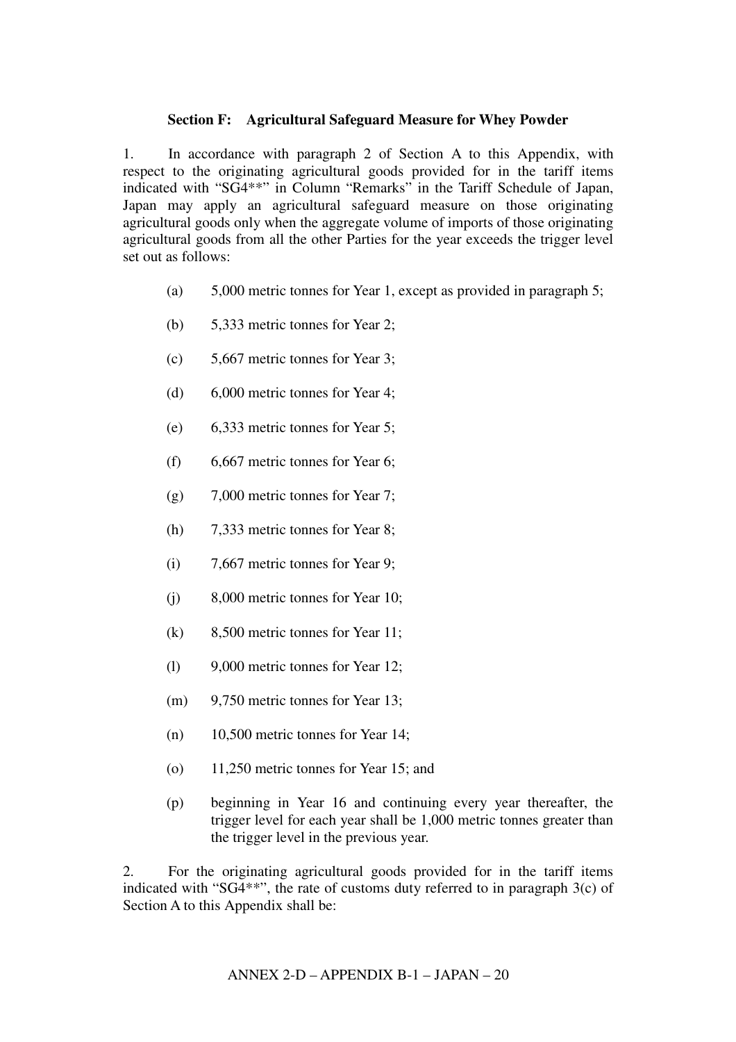### Section F: Agricultural Safeguard Measure for Whey Powder

1. In accordance with paragraph 2 of Section A to this Appendix, with respect to the originating agricultural goods provided for in the tariff items indicated with "SG4**" in Column "Remarks" in the Tariff Schedule of Japan, Japan may apply an agricultural safeguard measure on those originating agricultural goods only when the aggregate volume of imports of those originating agricultural goods from all the other Parties for the year exceeds the trigger level set out as follows:

   (a) 5,000 metric tonnes for Year 1, except as provided in paragraph 5;

   (b) 5,333 metric tonnes for Year 2;

   (c) 5,667 metric tonnes for Year 3;

   (d) 6,000 metric tonnes for Year 4;

   (e) 6,333 metric tonnes for Year 5;

   (f) 6,667 metric tonnes for Year 6;

   (g) 7,000 metric tonnes for Year 7;

   (h) 7,333 metric tonnes for Year 8;

   (i) 7,667 metric tonnes for Year 9;

   (j) 8,000 metric tonnes for Year 10;

   (k) 8,500 metric tonnes for Year 11;

   (l) 9,000 metric tonnes for Year 12;

   (m) 9,750 metric tonnes for Year 13;

   (n) 10,500 metric tonnes for Year 14;

   (o) 11,250 metric tonnes for Year 15; and

   (p) beginning in Year 16 and continuing every year thereafter, the trigger level for each year shall be 1,000 metric tonnes greater than the trigger level in the previous year.

2. For the originating agricultural goods provided for in the tariff items indicated with "SG4**", the rate of customs duty referred to in paragraph 3(c) of Section A to this Appendix shall be: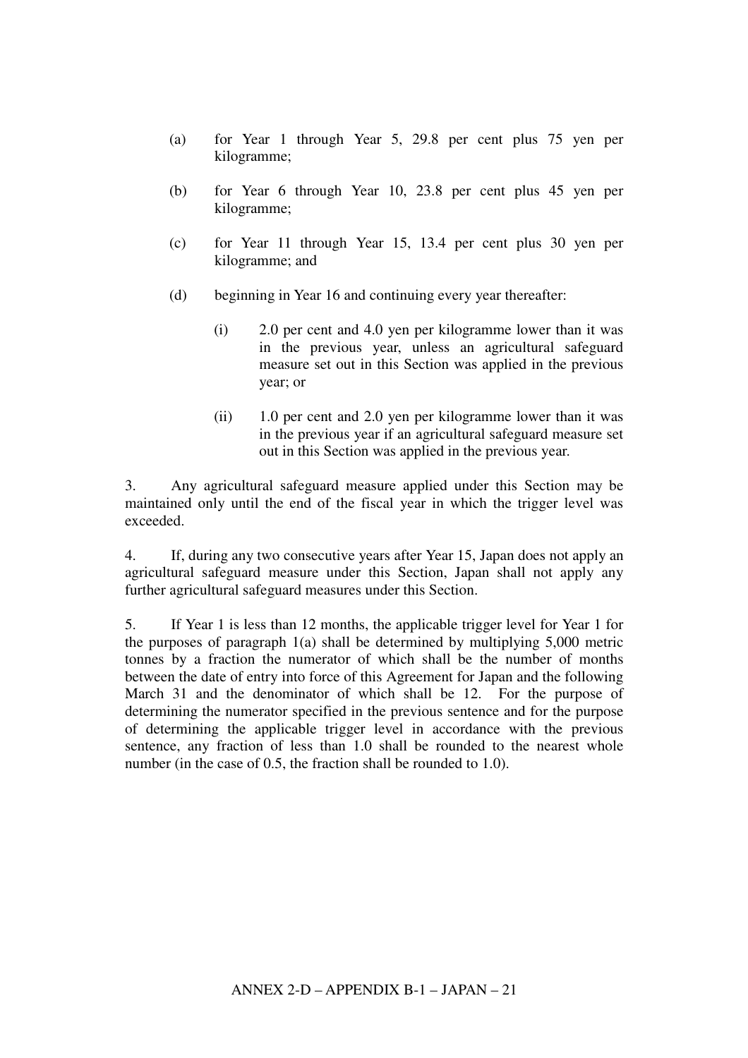(a) for Year 1 through Year 5, 29.8 per cent plus 75 yen per kilogramme;

(b) for Year 6 through Year 10, 23.8 per cent plus 45 yen per kilogramme;

(c) for Year 11 through Year 15, 13.4 per cent plus 30 yen per kilogramme; and

(d) beginning in Year 16 and continuing every year thereafter:

  (i) 2.0 per cent and 4.0 yen per kilogramme lower than it was in the previous year, unless an agricultural safeguard measure set out in this Section was applied in the previous year; or

  (ii) 1.0 per cent and 2.0 yen per kilogramme lower than it was in the previous year if an agricultural safeguard measure set out in this Section was applied in the previous year.

3. Any agricultural safeguard measure applied under this Section may be maintained only until the end of the fiscal year in which the trigger level was exceeded.

4. If, during any two consecutive years after Year 15, Japan does not apply an agricultural safeguard measure under this Section, Japan shall not apply any further agricultural safeguard measures under this Section.

5. If Year 1 is less than 12 months, the applicable trigger level for Year 1 for the purposes of paragraph 1(a) shall be determined by multiplying 5,000 metric tonnes by a fraction the numerator of which shall be the number of months between the date of entry into force of this Agreement for Japan and the following March 31 and the denominator of which shall be 12. For the purpose of determining the numerator specified in the previous sentence and for the purpose of determining the applicable trigger level in accordance with the previous sentence, any fraction of less than 1.0 shall be rounded to the nearest whole number (in the case of 0.5, the fraction shall be rounded to 1.0).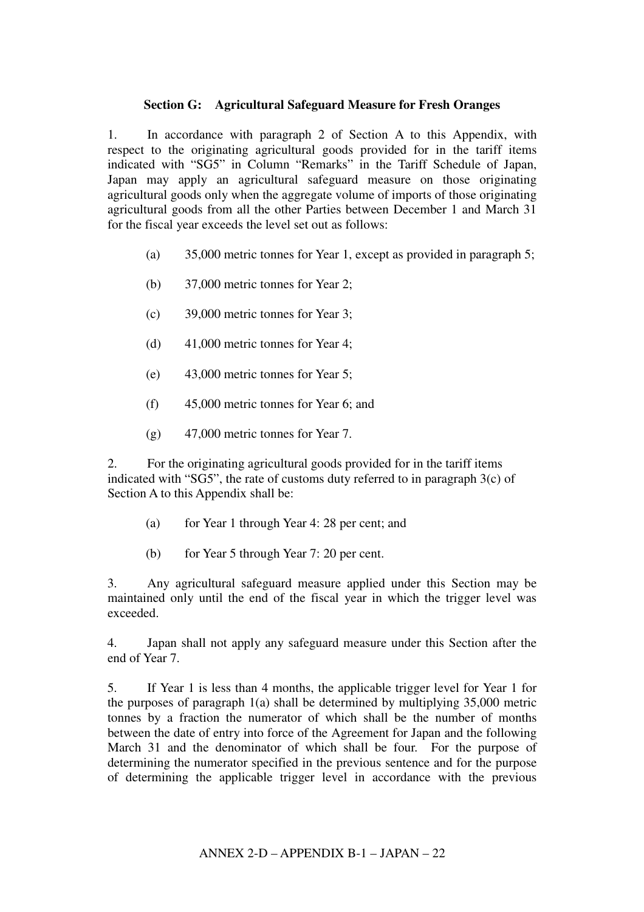### Section G: Agricultural Safeguard Measure for Fresh Oranges

1. In accordance with paragraph 2 of Section A to this Appendix, with respect to the originating agricultural goods provided for in the tariff items indicated with "SG5" in Column "Remarks" in the Tariff Schedule of Japan, Japan may apply an agricultural safeguard measure on those originating agricultural goods only when the aggregate volume of imports of those originating agricultural goods from all the other Parties between December 1 and March 31 for the fiscal year exceeds the level set out as follows:

   (a) 35,000 metric tonnes for Year 1, except as provided in paragraph 5;

   (b) 37,000 metric tonnes for Year 2;

   (c) 39,000 metric tonnes for Year 3;

   (d) 41,000 metric tonnes for Year 4;

   (e) 43,000 metric tonnes for Year 5;

   (f) 45,000 metric tonnes for Year 6; and

   (g) 47,000 metric tonnes for Year 7.

2. For the originating agricultural goods provided for in the tariff items indicated with "SG5", the rate of customs duty referred to in paragraph 3(c) of Section A to this Appendix shall be:

   (a) for Year 1 through Year 4: 28 per cent; and

   (b) for Year 5 through Year 7: 20 per cent.

3. Any agricultural safeguard measure applied under this Section may be maintained only until the end of the fiscal year in which the trigger level was exceeded.

4. Japan shall not apply any safeguard measure under this Section after the end of Year 7.

5. If Year 1 is less than 4 months, the applicable trigger level for Year 1 for the purposes of paragraph 1(a) shall be determined by multiplying 35,000 metric tonnes by a fraction the numerator of which shall be the number of months between the date of entry into force of the Agreement for Japan and the following March 31 and the denominator of which shall be four. For the purpose of determining the numerator specified in the previous sentence and for the purpose of determining the applicable trigger level in accordance with the previous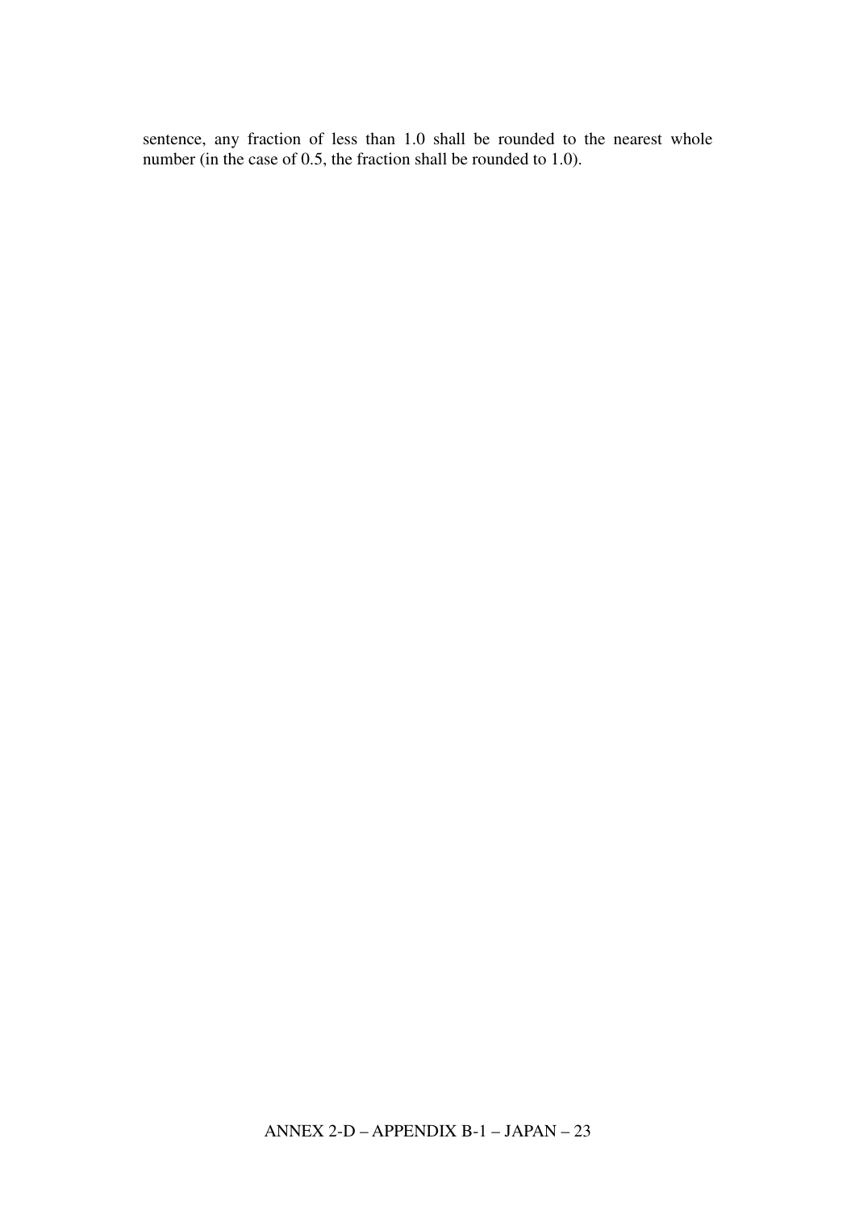sentence, any fraction of less than 1.0 shall be rounded to the nearest whole number (in the case of 0.5, the fraction shall be rounded to 1.0).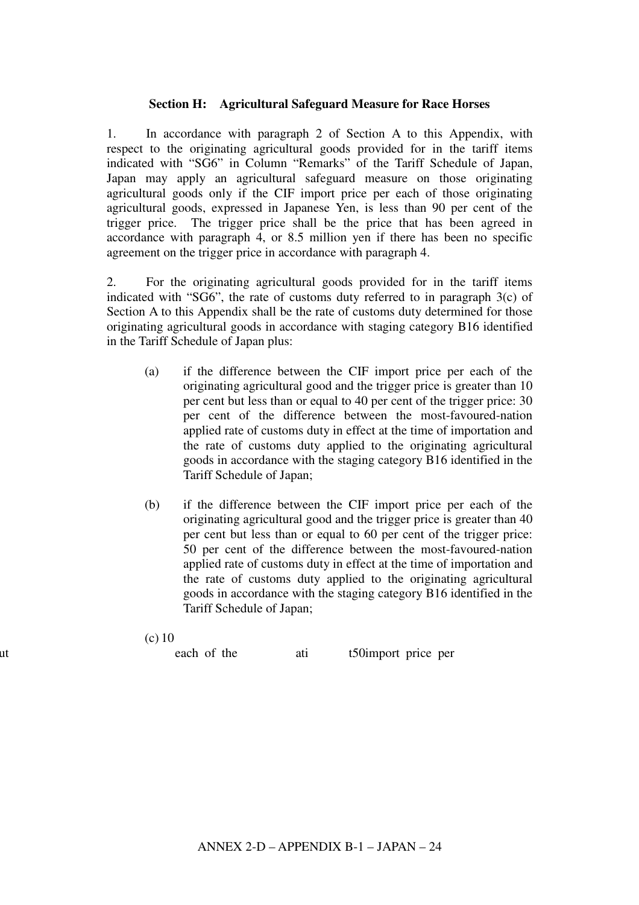**Section H: Agricultural Safeguard Measure for Race Horses**

1. In accordance with paragraph 2 of Section A to this Appendix, with respect to the originating agricultural goods provided for in the tariff items indicated with "SG6" in Column "Remarks" of the Tariff Schedule of Japan, Japan may apply an agricultural safeguard measure on those originating agricultural goods only if the CIF import price per each of those originating agricultural goods, expressed in Japanese Yen, is less than 90 per cent of the trigger price. The trigger price shall be the price that has been agreed in accordance with paragraph 4, or 8.5 million yen if there has been no specific agreement on the trigger price in accordance with paragraph 4.

2. For the originating agricultural goods provided for in the tariff items indicated with "SG6", the rate of customs duty referred to in paragraph 3(c) of Section A to this Appendix shall be the rate of customs duty determined for those originating agricultural goods in accordance with staging category B16 identified in the Tariff Schedule of Japan plus:

(a) if the difference between the CIF import price per each of the originating agricultural good and the trigger price is greater than 10 per cent but less than or equal to 40 per cent of the trigger price: 30 per cent of the difference between the most-favoured-nation applied rate of customs duty in effect at the time of importation and the rate of customs duty applied to the originating agricultural goods in accordance with the staging category B16 identified in the Tariff Schedule of Japan;

(b) if the difference between the CIF import price per each of the originating agricultural good and the trigger price is greater than 40 per cent but less than or equal to 60 per cent of the trigger price: 50 per cent of the difference between the most-favoured-nation applied rate of customs duty in effect at the time of importation and the rate of customs duty applied to the originating agricultural goods in accordance with the staging category B16 identified in the Tariff Schedule of Japan;

(c) 10

ut each of the ati t50import price per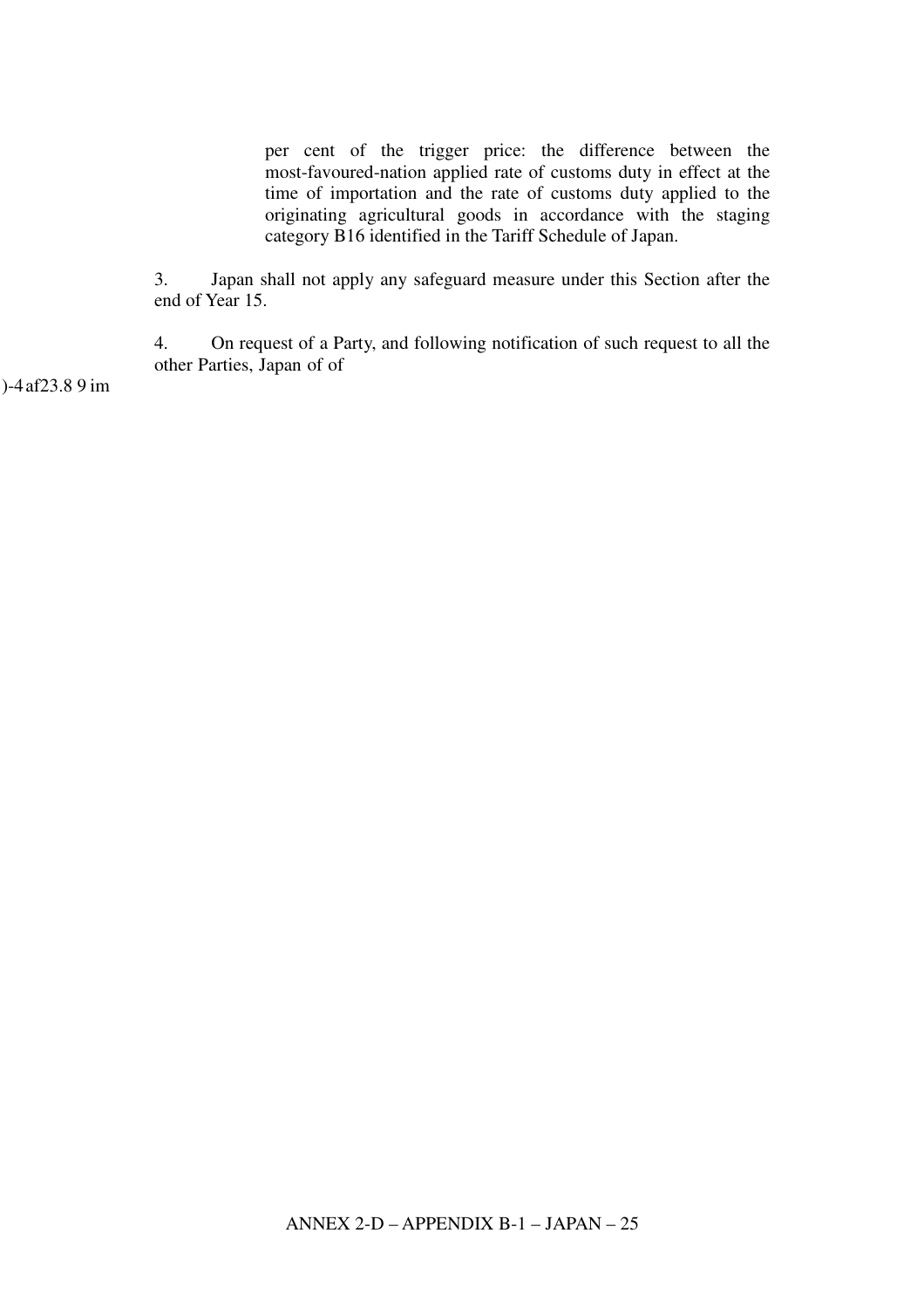per cent of the trigger price: the difference between the most-favoured-nation applied rate of customs duty in effect at the time of importation and the rate of customs duty applied to the originating agricultural goods in accordance with the staging category B16 identified in the Tariff Schedule of Japan.

3. Japan shall not apply any safeguard measure under this Section after the end of Year 15.

4. On request of a Party, and following notification of such request to all the other Parties, Japan of of

)-4 af23.8 9 im